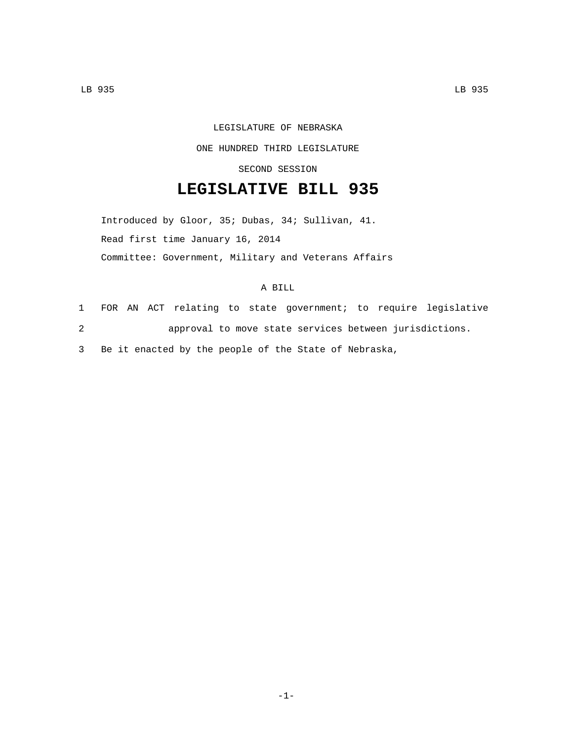LEGISLATURE OF NEBRASKA

ONE HUNDRED THIRD LEGISLATURE

SECOND SESSION

# LEGISLATIVE BILL 935

Introduced by Gloor, 35; Dubas, 34; Sullivan, 41.

Read first time January 16, 2014

Committee: Government, Military and Veterans Affairs

A BILL

1 FOR AN ACT relating to state government; to require legislative
2 approval to move state services between jurisdictions.
3 Be it enacted by the people of the State of Nebraska,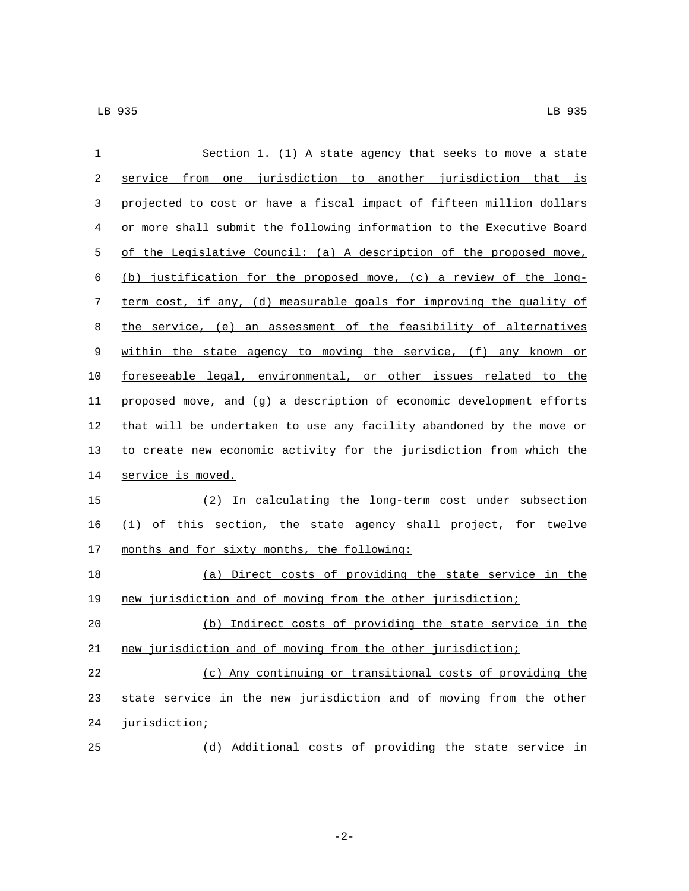Section 1. (1) A state agency that seeks to move a state service from one jurisdiction to another jurisdiction that is projected to cost or have a fiscal impact of fifteen million dollars or more shall submit the following information to the Executive Board of the Legislative Council: (a) A description of the proposed move, (b) justification for the proposed move, (c) a review of the long-term cost, if any, (d) measurable goals for improving the quality of the service, (e) an assessment of the feasibility of alternatives within the state agency to moving the service, (f) any known or foreseeable legal, environmental, or other issues related to the proposed move, and (g) a description of economic development efforts that will be undertaken to use any facility abandoned by the move or to create new economic activity for the jurisdiction from which the service is moved.

(2) In calculating the long-term cost under subsection (1) of this section, the state agency shall project, for twelve months and for sixty months, the following:

(a) Direct costs of providing the state service in the new jurisdiction and of moving from the other jurisdiction;

(b) Indirect costs of providing the state service in the new jurisdiction and of moving from the other jurisdiction;

(c) Any continuing or transitional costs of providing the state service in the new jurisdiction and of moving from the other jurisdiction;

(d) Additional costs of providing the state service in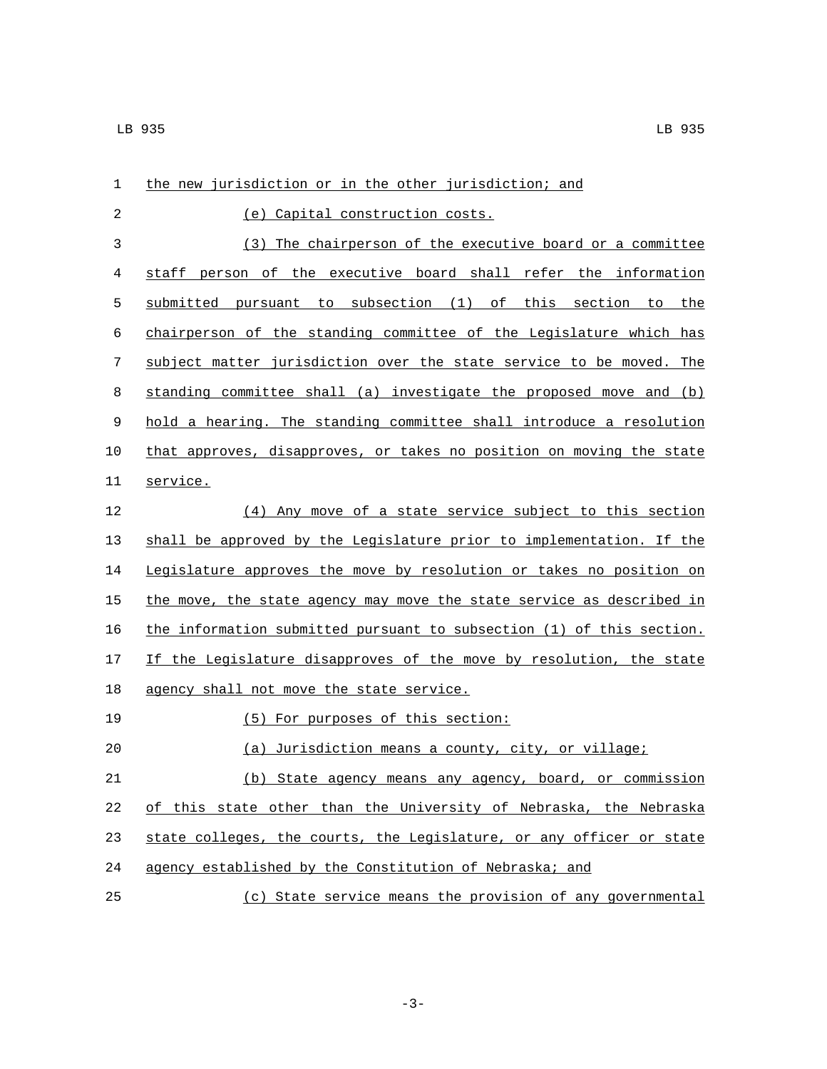the new jurisdiction or in the other jurisdiction; and

(e) Capital construction costs.

(3) The chairperson of the executive board or a committee staff person of the executive board shall refer the information submitted pursuant to subsection (1) of this section to the chairperson of the standing committee of the Legislature which has subject matter jurisdiction over the state service to be moved. The standing committee shall (a) investigate the proposed move and (b) hold a hearing. The standing committee shall introduce a resolution that approves, disapproves, or takes no position on moving the state service.

(4) Any move of a state service subject to this section shall be approved by the Legislature prior to implementation. If the Legislature approves the move by resolution or takes no position on the move, the state agency may move the state service as described in the information submitted pursuant to subsection (1) of this section. If the Legislature disapproves of the move by resolution, the state agency shall not move the state service.

(5) For purposes of this section:

(a) Jurisdiction means a county, city, or village;

(b) State agency means any agency, board, or commission of this state other than the University of Nebraska, the Nebraska state colleges, the courts, the Legislature, or any officer or state agency established by the Constitution of Nebraska; and

(c) State service means the provision of any governmental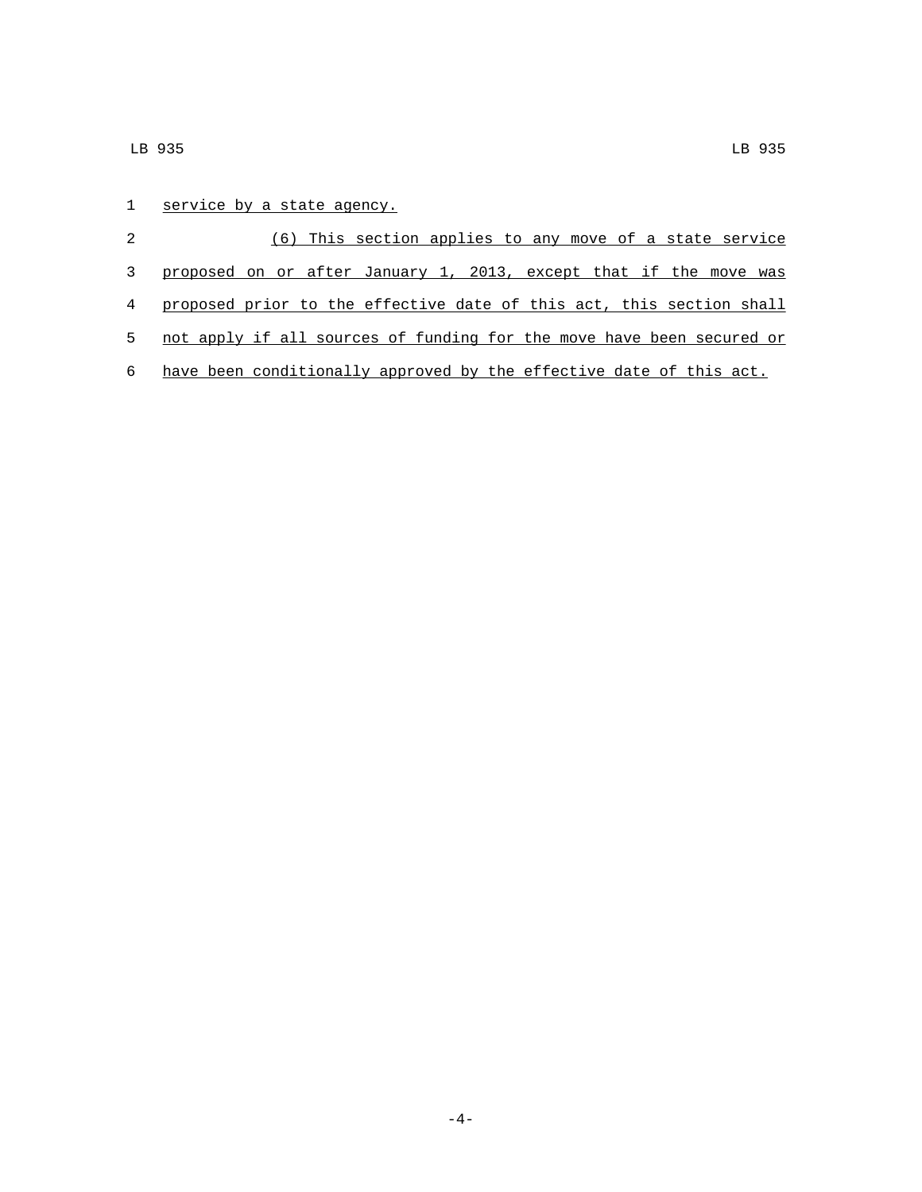service by a state agency.

(6) This section applies to any move of a state service proposed on or after January 1, 2013, except that if the move was proposed prior to the effective date of this act, this section shall not apply if all sources of funding for the move have been secured or have been conditionally approved by the effective date of this act.